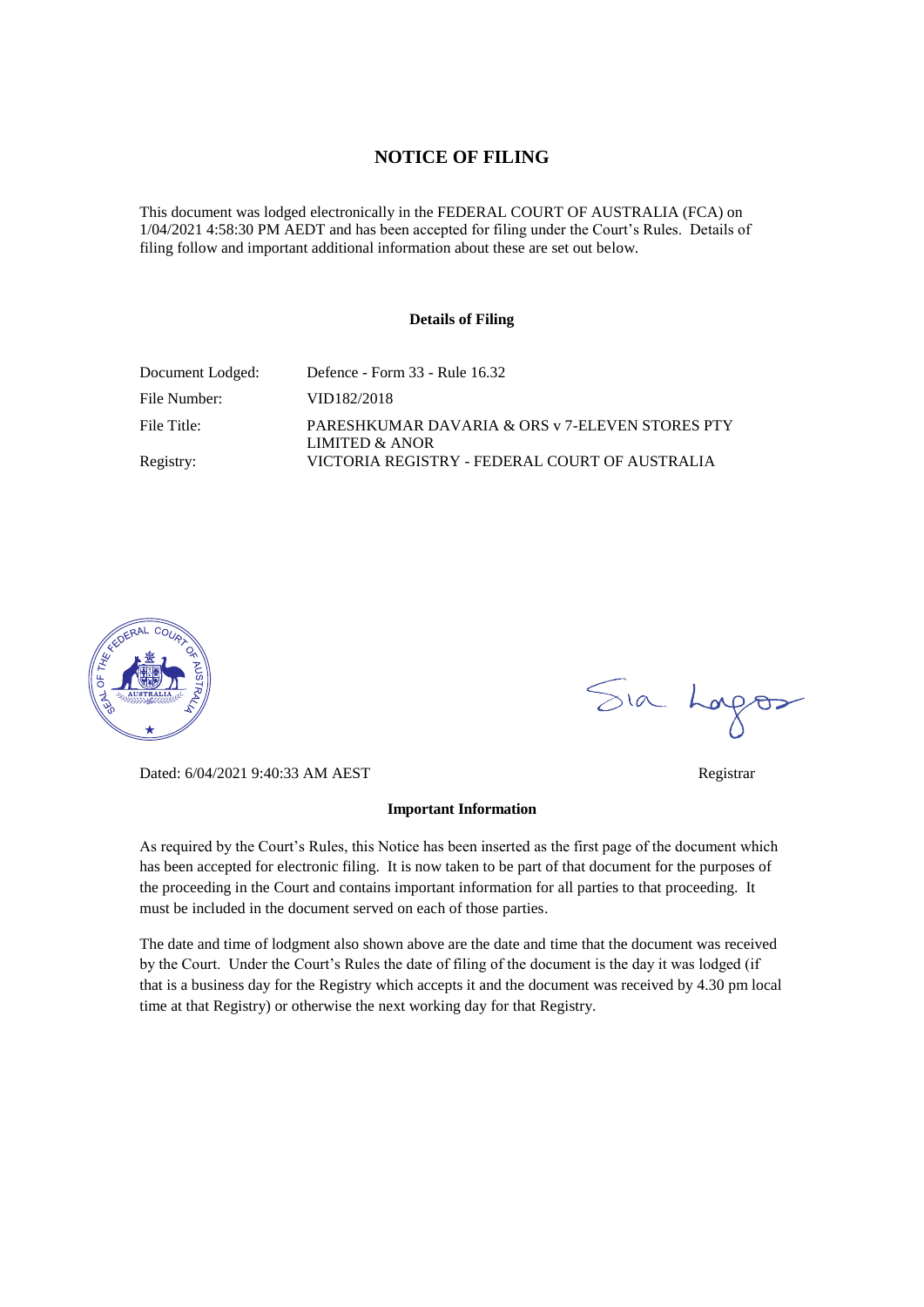# NOTICE OF FILING

This document was lodged electronically in the FEDERAL COURT OF AUSTRALIA (FCA) on 1/04/2021 4:58:30 PM AEDT and has been accepted for filing under the Court's Rules. Details of filing follow and important additional information about these are set out below.

### Details of Filing

| | |
|---|---|
| Document Lodged: | Defence - Form 33 - Rule 16.32 |
| File Number: | VID182/2018 |
| File Title: | PARESHKUMAR DAVARIA & ORS v 7-ELEVEN STORES PTY LIMITED & ANOR |
| Registry: | VICTORIA REGISTRY - FEDERAL COURT OF AUSTRALIA |

Dated: 6/04/2021 9:40:33 AM AEST

Registrar

### Important Information

As required by the Court's Rules, this Notice has been inserted as the first page of the document which has been accepted for electronic filing. It is now taken to be part of that document for the purposes of the proceeding in the Court and contains important information for all parties to that proceeding. It must be included in the document served on each of those parties.

The date and time of lodgment also shown above are the date and time that the document was received by the Court. Under the Court's Rules the date of filing of the document is the day it was lodged (if that is a business day for the Registry which accepts it and the document was received by 4.30 pm local time at that Registry) or otherwise the next working day for that Registry.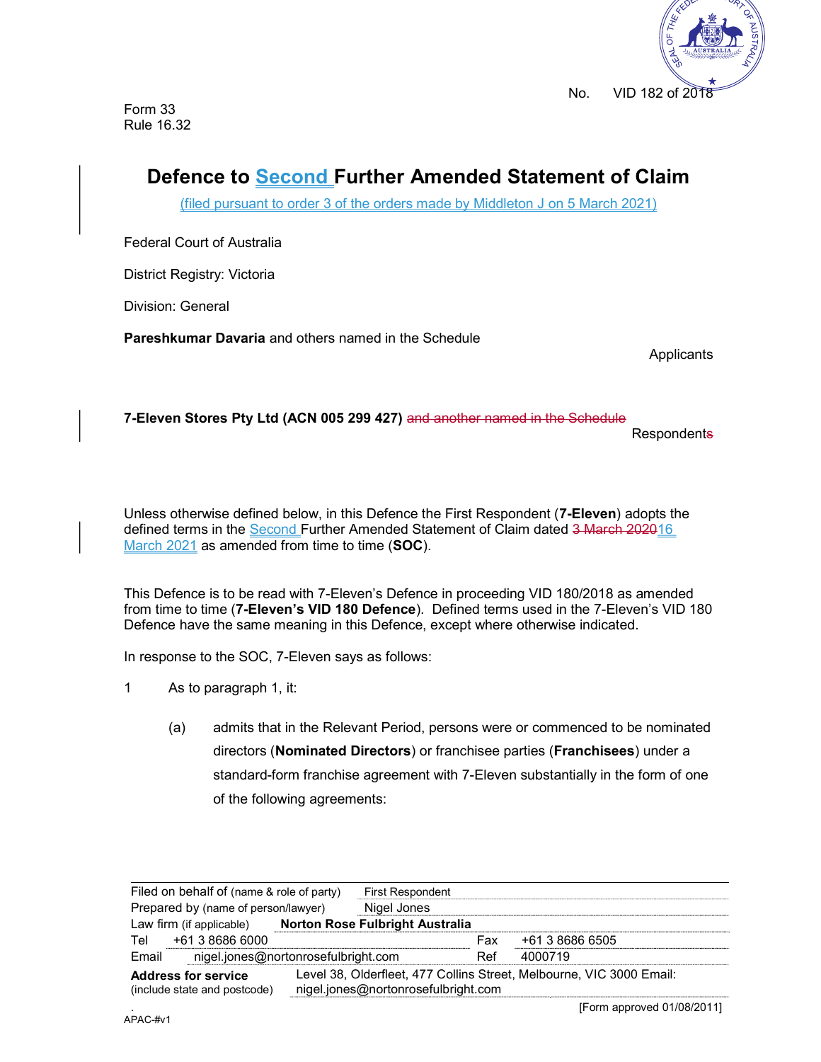No. VID 182 of 2018

Form 33
Rule 16.32

# Defence to Second Further Amended Statement of Claim

(filed pursuant to order 3 of the orders made by Middleton J on 5 March 2021)

Federal Court of Australia

District Registry: Victoria

Division: General

**Pareshkumar Davaria** and others named in the Schedule

Applicants

**7-Eleven Stores Pty Ltd (ACN 005 299 427)** ~~and another named in the Schedule~~

Respondent~~s~~

Unless otherwise defined below, in this Defence the First Respondent (**7-Eleven**) adopts the defined terms in the Second Further Amended Statement of Claim dated ~~3 March 2020~~16 March 2021 as amended from time to time (**SOC**).

This Defence is to be read with 7-Eleven's Defence in proceeding VID 180/2018 as amended from time to time (**7-Eleven's VID 180 Defence**). Defined terms used in the 7-Eleven's VID 180 Defence have the same meaning in this Defence, except where otherwise indicated.

In response to the SOC, 7-Eleven says as follows:

1 As to paragraph 1, it:

(a) admits that in the Relevant Period, persons were or commenced to be nominated directors (**Nominated Directors**) or franchisee parties (**Franchisees**) under a standard-form franchise agreement with 7-Eleven substantially in the form of one of the following agreements:

| | | | |
|---|---|---|---|
| Filed on behalf of (name & role of party) | First Respondent | | |
| Prepared by (name of person/lawyer) | Nigel Jones | | |
| Law firm (if applicable) | **Norton Rose Fulbright Australia** | | |
| Tel | +61 3 8686 6000 | Fax | +61 3 8686 6505 |
| Email | nigel.jones@nortonrosefulbright.com | Ref | 4000719 |
| **Address for service** (include state and postcode) | Level 38, Olderfleet, 477 Collins Street, Melbourne, VIC 3000 Email: nigel.jones@nortonrosefulbright.com | | |

[Form approved 01/08/2011]

APAC-#v1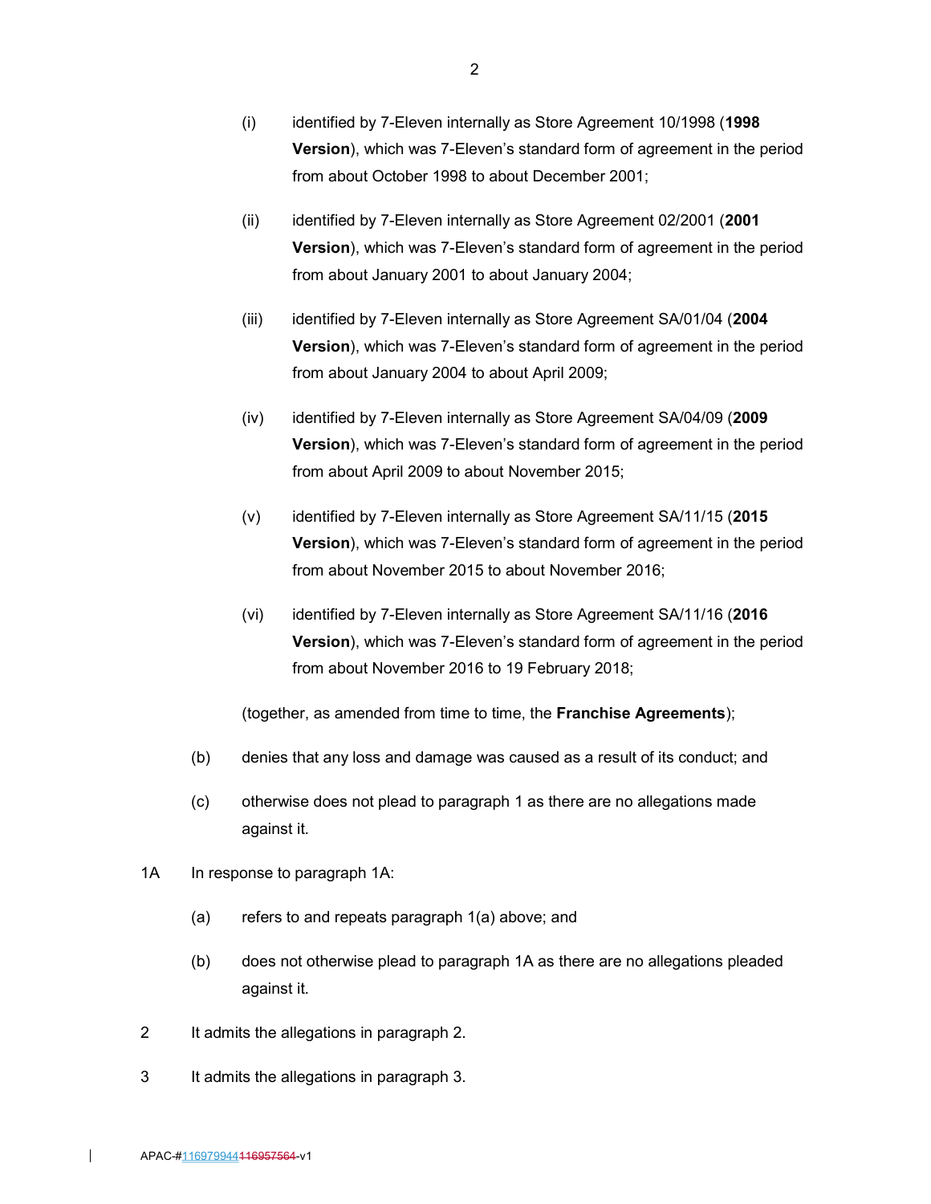(i) identified by 7-Eleven internally as Store Agreement 10/1998 (**1998 Version**), which was 7-Eleven's standard form of agreement in the period from about October 1998 to about December 2001;

(ii) identified by 7-Eleven internally as Store Agreement 02/2001 (**2001 Version**), which was 7-Eleven's standard form of agreement in the period from about January 2001 to about January 2004;

(iii) identified by 7-Eleven internally as Store Agreement SA/01/04 (**2004 Version**), which was 7-Eleven's standard form of agreement in the period from about January 2004 to about April 2009;

(iv) identified by 7-Eleven internally as Store Agreement SA/04/09 (**2009 Version**), which was 7-Eleven's standard form of agreement in the period from about April 2009 to about November 2015;

(v) identified by 7-Eleven internally as Store Agreement SA/11/15 (**2015 Version**), which was 7-Eleven's standard form of agreement in the period from about November 2015 to about November 2016;

(vi) identified by 7-Eleven internally as Store Agreement SA/11/16 (**2016 Version**), which was 7-Eleven's standard form of agreement in the period from about November 2016 to 19 February 2018;

(together, as amended from time to time, the **Franchise Agreements**);

(b) denies that any loss and damage was caused as a result of its conduct; and

(c) otherwise does not plead to paragraph 1 as there are no allegations made against it.

1A In response to paragraph 1A:

(a) refers to and repeats paragraph 1(a) above; and

(b) does not otherwise plead to paragraph 1A as there are no allegations pleaded against it.

2 It admits the allegations in paragraph 2.

3 It admits the allegations in paragraph 3.

APAC-#116979944116957564-v1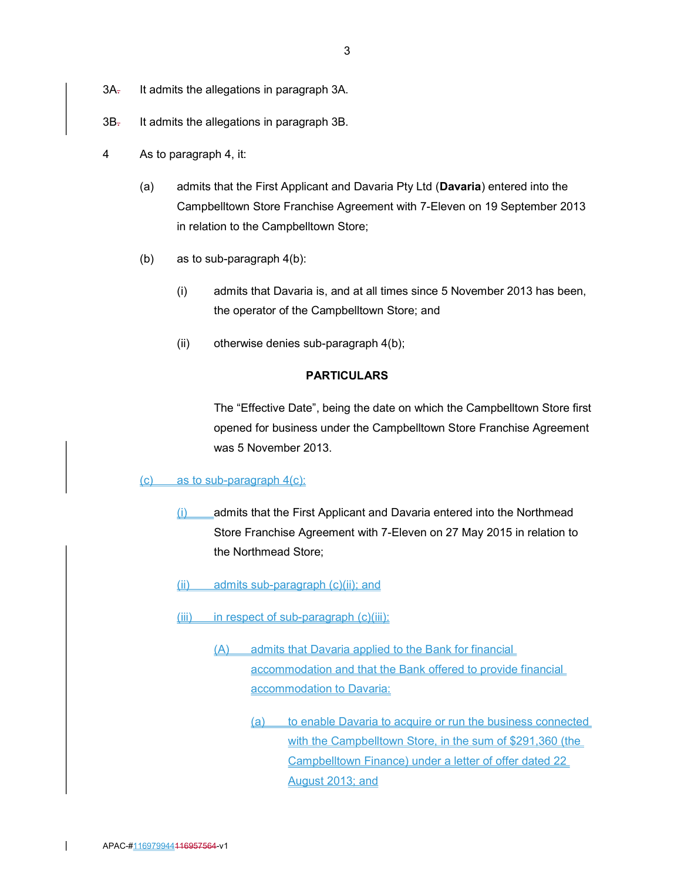3A. It admits the allegations in paragraph 3A.

3B. It admits the allegations in paragraph 3B.

4 As to paragraph 4, it:

(a) admits that the First Applicant and Davaria Pty Ltd (**Davaria**) entered into the Campbelltown Store Franchise Agreement with 7-Eleven on 19 September 2013 in relation to the Campbelltown Store;

(b) as to sub-paragraph 4(b):

(i) admits that Davaria is, and at all times since 5 November 2013 has been, the operator of the Campbelltown Store; and

(ii) otherwise denies sub-paragraph 4(b);

**PARTICULARS**

The "Effective Date", being the date on which the Campbelltown Store first opened for business under the Campbelltown Store Franchise Agreement was 5 November 2013.

(c) as to sub-paragraph 4(c):

(i) admits that the First Applicant and Davaria entered into the Northmead Store Franchise Agreement with 7-Eleven on 27 May 2015 in relation to the Northmead Store;

(ii) admits sub-paragraph (c)(ii); and

(iii) in respect of sub-paragraph (c)(iii):

(A) admits that Davaria applied to the Bank for financial accommodation and that the Bank offered to provide financial accommodation to Davaria:

(a) to enable Davaria to acquire or run the business connected with the Campbelltown Store, in the sum of $291,360 (the Campbelltown Finance) under a letter of offer dated 22 August 2013; and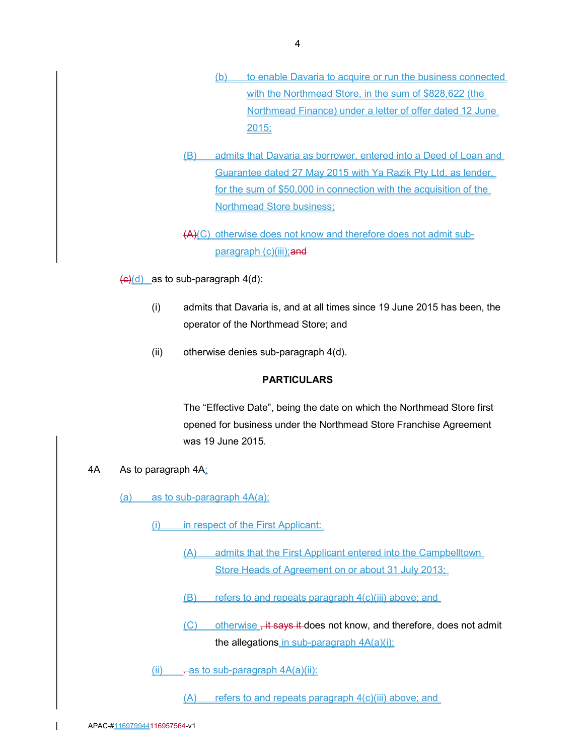(b) to enable Davaria to acquire or run the business connected with the Northmead Store, in the sum of $828,622 (the Northmead Finance) under a letter of offer dated 12 June 2015;

(B) admits that Davaria as borrower, entered into a Deed of Loan and Guarantee dated 27 May 2015 with Ya Razik Pty Ltd, as lender, for the sum of $50,000 in connection with the acquisition of the Northmead Store business;

~~(A)~~(C) otherwise does not know and therefore does not admit sub-paragraph (c)(iii);~~and~~

~~(c)~~(d) as to sub-paragraph 4(d):

(i) admits that Davaria is, and at all times since 19 June 2015 has been, the operator of the Northmead Store; and

(ii) otherwise denies sub-paragraph 4(d).

**PARTICULARS**

The "Effective Date", being the date on which the Northmead Store first opened for business under the Northmead Store Franchise Agreement was 19 June 2015.

4A As to paragraph 4A:

(a) as to sub-paragraph 4A(a):

(i) in respect of the First Applicant:

(A) admits that the First Applicant entered into the Campbelltown Store Heads of Agreement on or about 31 July 2013;

(B) refers to and repeats paragraph 4(c)(iii) above; and

(C) otherwise ~~, it says it~~ does not know, and therefore, does not admit the allegations in sub-paragraph 4A(a)(i);

(ii) ~~.~~ as to sub-paragraph 4A(a)(ii):

(A) refers to and repeats paragraph 4(c)(iii) above; and

APAC-#116979944~~116957564~~-v1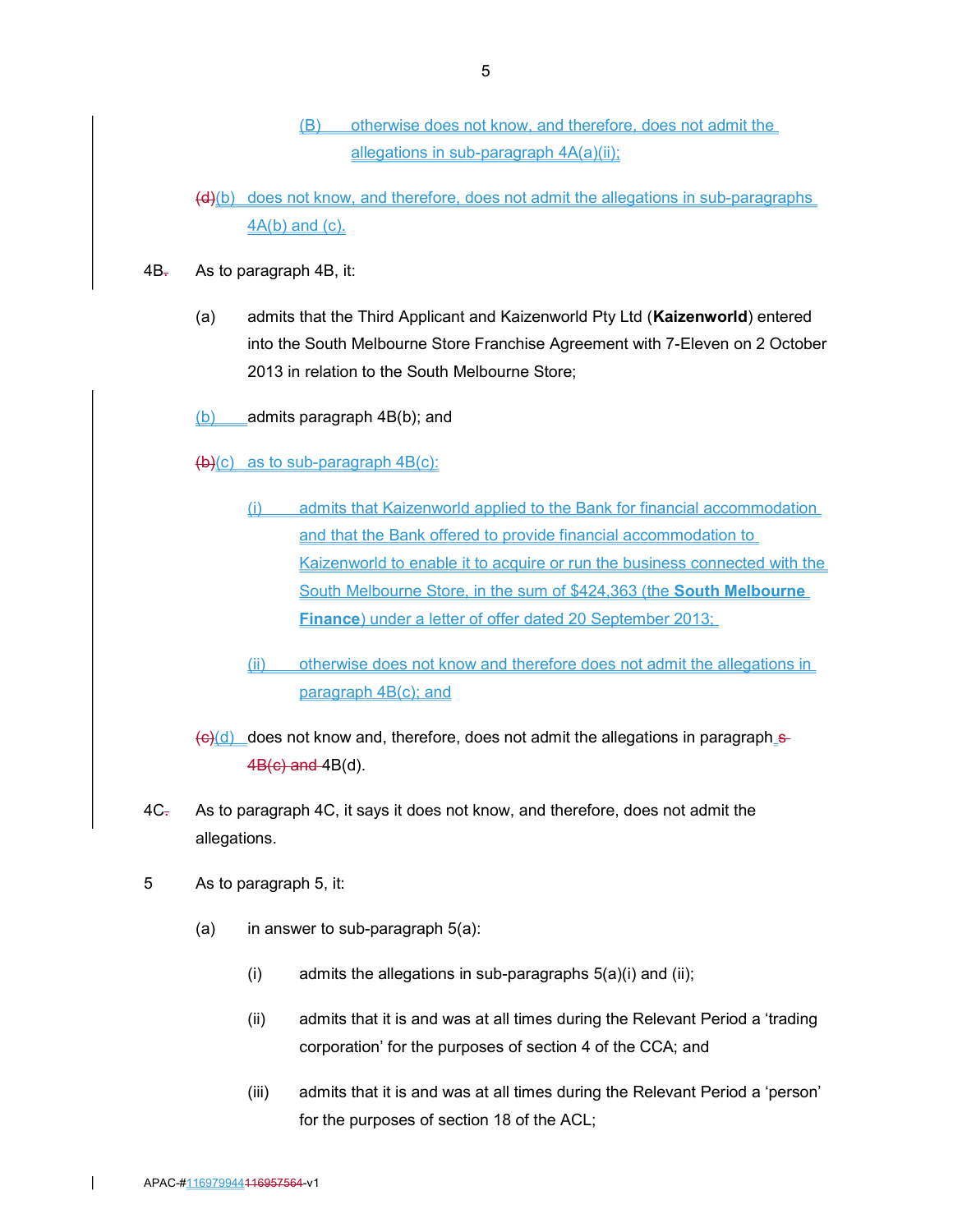(B) otherwise does not know, and therefore, does not admit the allegations in sub-paragraph 4A(a)(ii);

(d)(b) does not know, and therefore, does not admit the allegations in sub-paragraphs 4A(b) and (c).

4B. As to paragraph 4B, it:

(a) admits that the Third Applicant and Kaizenworld Pty Ltd (**Kaizenworld**) entered into the South Melbourne Store Franchise Agreement with 7-Eleven on 2 October 2013 in relation to the South Melbourne Store;

(b) admits paragraph 4B(b); and

(b)(c) as to sub-paragraph 4B(c):

(i) admits that Kaizenworld applied to the Bank for financial accommodation and that the Bank offered to provide financial accommodation to Kaizenworld to enable it to acquire or run the business connected with the South Melbourne Store, in the sum of $424,363 (the **South Melbourne Finance**) under a letter of offer dated 20 September 2013;

(ii) otherwise does not know and therefore does not admit the allegations in paragraph 4B(c); and

(c)(d) does not know and, therefore, does not admit the allegations in paragraph s 4B(c) and 4B(d).

4C. As to paragraph 4C, it says it does not know, and therefore, does not admit the allegations.

5 As to paragraph 5, it:

(a) in answer to sub-paragraph 5(a):

(i) admits the allegations in sub-paragraphs 5(a)(i) and (ii);

(ii) admits that it is and was at all times during the Relevant Period a 'trading corporation' for the purposes of section 4 of the CCA; and

(iii) admits that it is and was at all times during the Relevant Period a 'person' for the purposes of section 18 of the ACL;

APAC-#116979944116957564-v1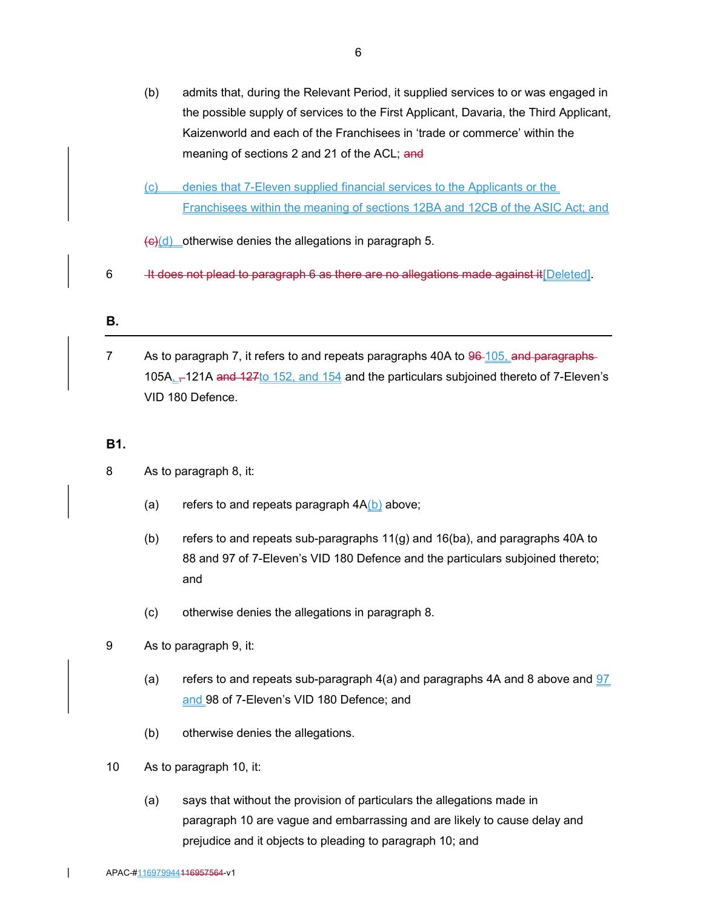(b) admits that, during the Relevant Period, it supplied services to or was engaged in the possible supply of services to the First Applicant, Davaria, the Third Applicant, Kaizenworld and each of the Franchisees in 'trade or commerce' within the meaning of sections 2 and 21 of the ACL; ~~and~~

(c) denies that 7-Eleven supplied financial services to the Applicants or the Franchisees within the meaning of sections 12BA and 12CB of the ASIC Act; and

~~(c)~~(d) otherwise denies the allegations in paragraph 5.

6 ~~It does not plead to paragraph 6 as there are no allegations made against it~~[Deleted].

## B.

7 As to paragraph 7, it refers to and repeats paragraphs 40A to ~~96~~ 105, ~~and paragraphs~~ 105A, ~~,~~ 121A ~~and 127~~to 152, and 154 and the particulars subjoined thereto of 7-Eleven's VID 180 Defence.

## B1.

8 As to paragraph 8, it:

(a) refers to and repeats paragraph 4A(b) above;

(b) refers to and repeats sub-paragraphs 11(g) and 16(ba), and paragraphs 40A to 88 and 97 of 7-Eleven's VID 180 Defence and the particulars subjoined thereto; and

(c) otherwise denies the allegations in paragraph 8.

9 As to paragraph 9, it:

(a) refers to and repeats sub-paragraph 4(a) and paragraphs 4A and 8 above and 97 and 98 of 7-Eleven's VID 180 Defence; and

(b) otherwise denies the allegations.

10 As to paragraph 10, it:

(a) says that without the provision of particulars the allegations made in paragraph 10 are vague and embarrassing and are likely to cause delay and prejudice and it objects to pleading to paragraph 10; and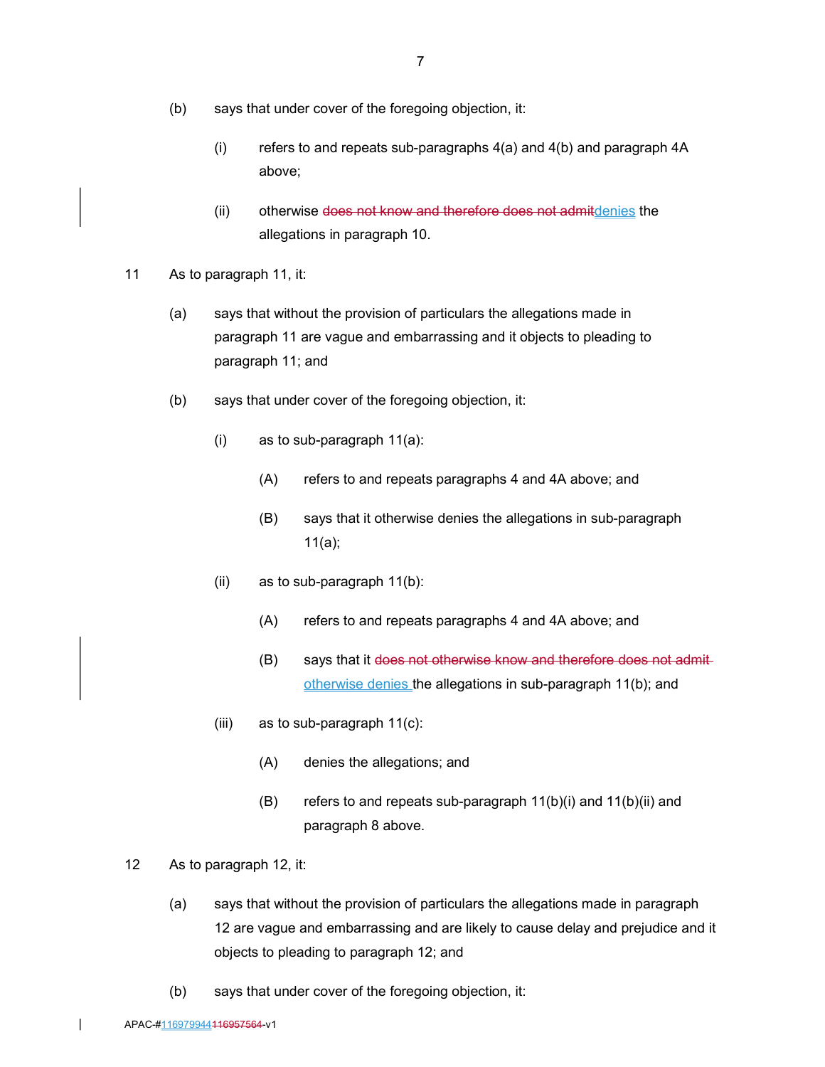(b) says that under cover of the foregoing objection, it:

(i) refers to and repeats sub-paragraphs 4(a) and 4(b) and paragraph 4A above;

(ii) otherwise ~~does not know and therefore does not admit~~denies the allegations in paragraph 10.

11 As to paragraph 11, it:

(a) says that without the provision of particulars the allegations made in paragraph 11 are vague and embarrassing and it objects to pleading to paragraph 11; and

(b) says that under cover of the foregoing objection, it:

(i) as to sub-paragraph 11(a):

(A) refers to and repeats paragraphs 4 and 4A above; and

(B) says that it otherwise denies the allegations in sub-paragraph 11(a);

(ii) as to sub-paragraph 11(b):

(A) refers to and repeats paragraphs 4 and 4A above; and

(B) says that it ~~does not otherwise know and therefore does not admit~~ otherwise denies the allegations in sub-paragraph 11(b); and

(iii) as to sub-paragraph 11(c):

(A) denies the allegations; and

(B) refers to and repeats sub-paragraph 11(b)(i) and 11(b)(ii) and paragraph 8 above.

12 As to paragraph 12, it:

(a) says that without the provision of particulars the allegations made in paragraph 12 are vague and embarrassing and are likely to cause delay and prejudice and it objects to pleading to paragraph 12; and

(b) says that under cover of the foregoing objection, it: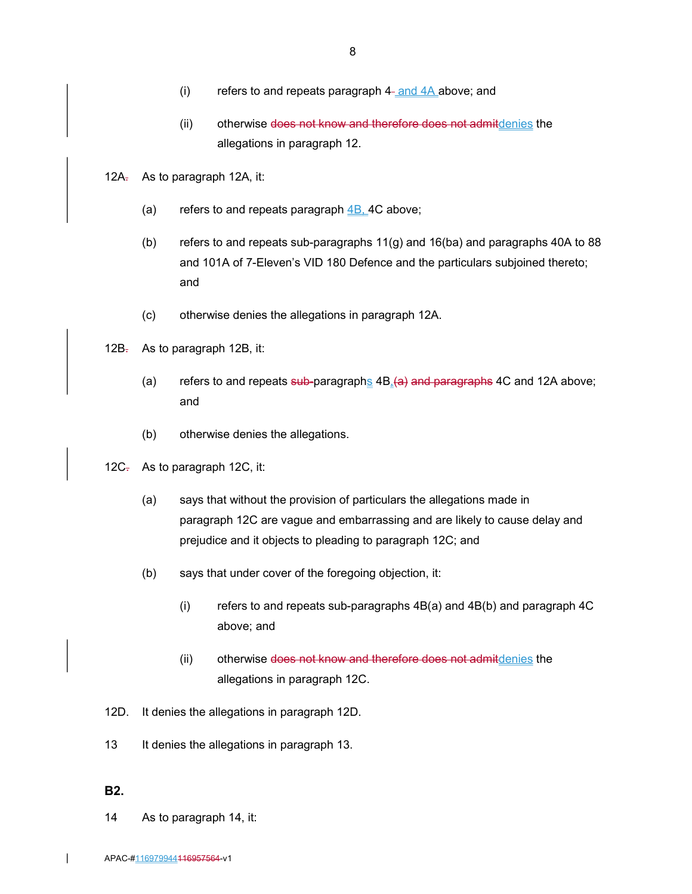(i) refers to and repeats paragraph 4<u> and 4A</u> above; and

(ii) otherwise ~~does not know and therefore does not admit~~<u>denies</u> the allegations in paragraph 12.

12A~~.~~ As to paragraph 12A, it:

(a) refers to and repeats paragraph <u>4B, </u>4C above;

(b) refers to and repeats sub-paragraphs 11(g) and 16(ba) and paragraphs 40A to 88 and 101A of 7-Eleven's VID 180 Defence and the particulars subjoined thereto; and

(c) otherwise denies the allegations in paragraph 12A.

12B~~.~~ As to paragraph 12B, it:

(a) refers to and repeats ~~sub-~~paragraph<u>s</u> 4B<u>,</u>~~(a) and paragraphs~~ 4C and 12A above; and

(b) otherwise denies the allegations.

12C~~.~~ As to paragraph 12C, it:

(a) says that without the provision of particulars the allegations made in paragraph 12C are vague and embarrassing and are likely to cause delay and prejudice and it objects to pleading to paragraph 12C; and

(b) says that under cover of the foregoing objection, it:

(i) refers to and repeats sub-paragraphs 4B(a) and 4B(b) and paragraph 4C above; and

(ii) otherwise ~~does not know and therefore does not admit~~<u>denies</u> the allegations in paragraph 12C.

12D. It denies the allegations in paragraph 12D.

13 It denies the allegations in paragraph 13.

**B2.**

14 As to paragraph 14, it: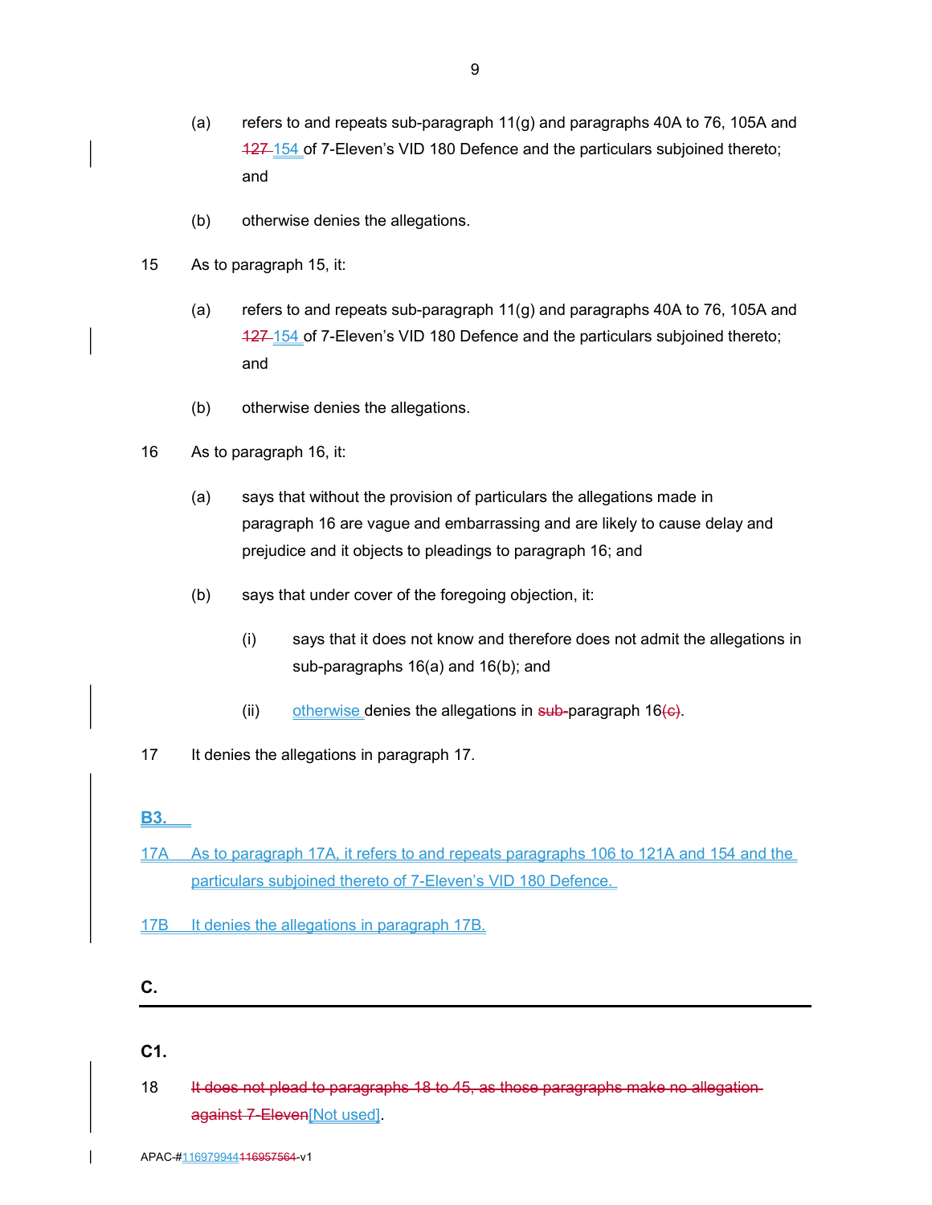(a) refers to and repeats sub-paragraph 11(g) and paragraphs 40A to 76, 105A and ~~127~~ 154 of 7-Eleven's VID 180 Defence and the particulars subjoined thereto; and

(b) otherwise denies the allegations.

15 As to paragraph 15, it:

(a) refers to and repeats sub-paragraph 11(g) and paragraphs 40A to 76, 105A and ~~127~~ 154 of 7-Eleven's VID 180 Defence and the particulars subjoined thereto; and

(b) otherwise denies the allegations.

16 As to paragraph 16, it:

(a) says that without the provision of particulars the allegations made in paragraph 16 are vague and embarrassing and are likely to cause delay and prejudice and it objects to pleadings to paragraph 16; and

(b) says that under cover of the foregoing objection, it:

(i) says that it does not know and therefore does not admit the allegations in sub-paragraphs 16(a) and 16(b); and

(ii) otherwise denies the allegations in ~~sub-~~paragraph 16~~(c)~~.

17 It denies the allegations in paragraph 17.

**B3.**

17A As to paragraph 17A, it refers to and repeats paragraphs 106 to 121A and 154 and the particulars subjoined thereto of 7-Eleven's VID 180 Defence.

17B It denies the allegations in paragraph 17B.

## C.

### C1.

18 ~~It does not plead to paragraphs 18 to 45, as those paragraphs make no allegation against 7-Eleven~~[Not used].

APAC-#116979944~~116957564~~-v1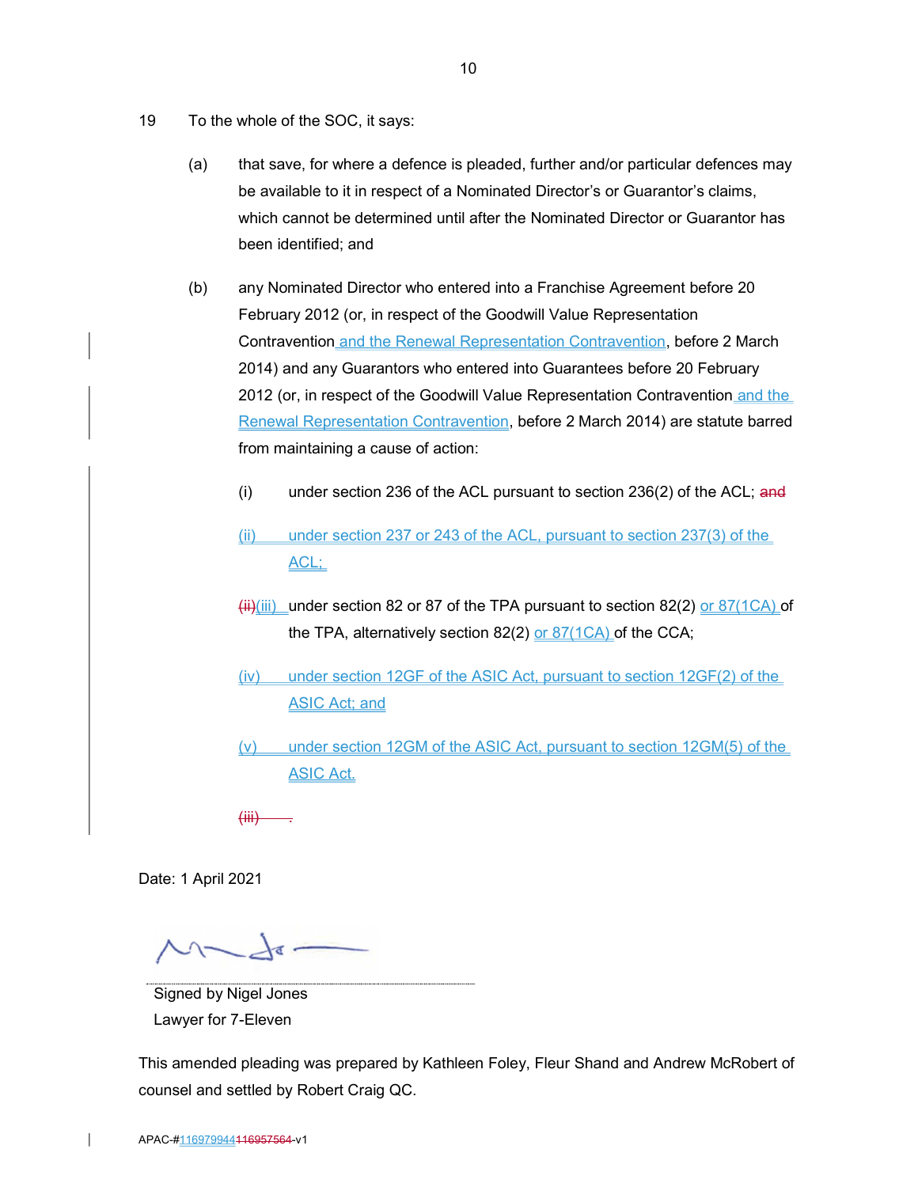19 To the whole of the SOC, it says:

(a) that save, for where a defence is pleaded, further and/or particular defences may be available to it in respect of a Nominated Director's or Guarantor's claims, which cannot be determined until after the Nominated Director or Guarantor has been identified; and

(b) any Nominated Director who entered into a Franchise Agreement before 20 February 2012 (or, in respect of the Goodwill Value Representation Contravention and the Renewal Representation Contravention, before 2 March 2014) and any Guarantors who entered into Guarantees before 20 February 2012 (or, in respect of the Goodwill Value Representation Contravention and the Renewal Representation Contravention, before 2 March 2014) are statute barred from maintaining a cause of action:

(i) under section 236 of the ACL pursuant to section 236(2) of the ACL; ~~and~~

(ii) under section 237 or 243 of the ACL, pursuant to section 237(3) of the ACL;

~~(ii)~~(iii) under section 82 or 87 of the TPA pursuant to section 82(2) or 87(1CA) of the TPA, alternatively section 82(2) or 87(1CA) of the CCA;

(iv) under section 12GF of the ASIC Act, pursuant to section 12GF(2) of the ASIC Act; and

(v) under section 12GM of the ASIC Act, pursuant to section 12GM(5) of the ASIC Act.

~~(iii) .~~

Date: 1 April 2021

Signed by Nigel Jones
Lawyer for 7-Eleven

This amended pleading was prepared by Kathleen Foley, Fleur Shand and Andrew McRobert of counsel and settled by Robert Craig QC.

APAC-#116979944~~116957564~~-v1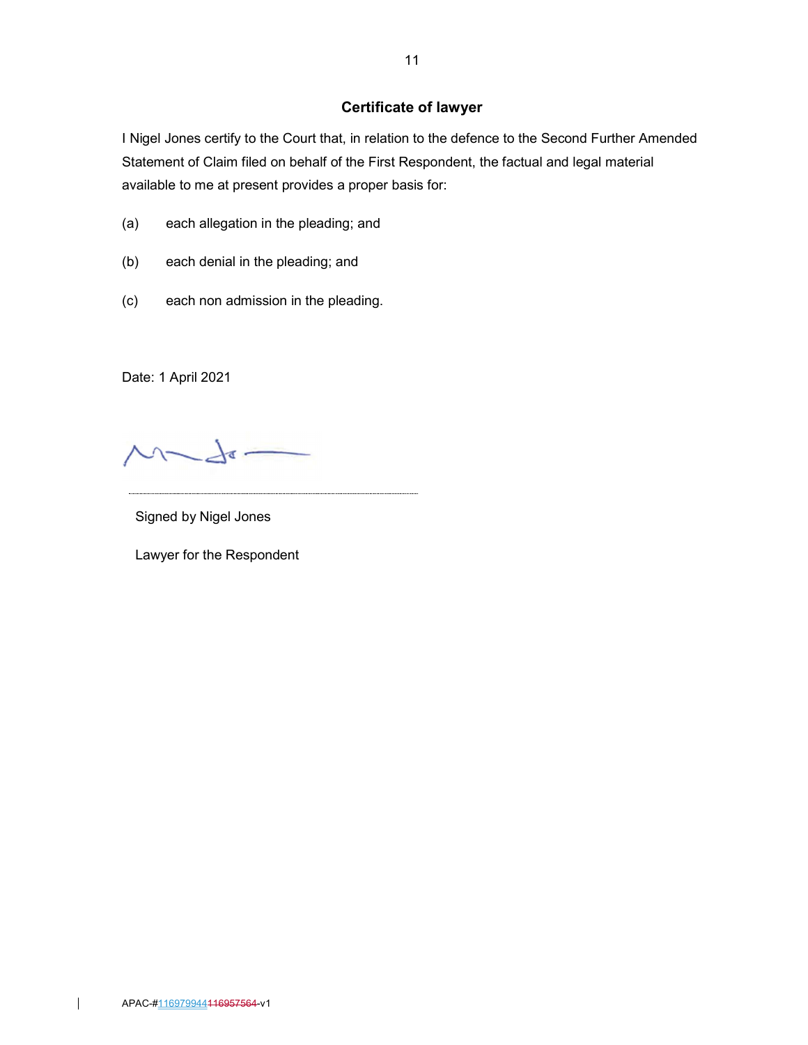## Certificate of lawyer

I Nigel Jones certify to the Court that, in relation to the defence to the Second Further Amended Statement of Claim filed on behalf of the First Respondent, the factual and legal material available to me at present provides a proper basis for:

(a) each allegation in the pleading; and

(b) each denial in the pleading; and

(c) each non admission in the pleading.

Date: 1 April 2021

.................................................................

Signed by Nigel Jones

Lawyer for the Respondent

APAC-#116979944116957564-v1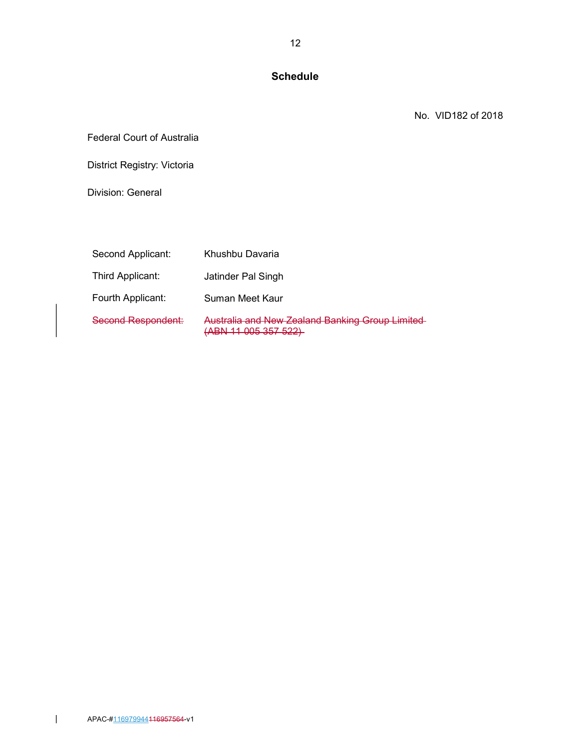## Schedule

No. VID182 of 2018

Federal Court of Australia

District Registry: Victoria

Division: General

| | |
|---|---|
| Second Applicant: | Khushbu Davaria |
| Third Applicant: | Jatinder Pal Singh |
| Fourth Applicant: | Suman Meet Kaur |
| ~~Second Respondent:~~ | ~~Australia and New Zealand Banking Group Limited (ABN 11 005 357 522)~~ |

APAC-#116979944~~116957564~~-v1